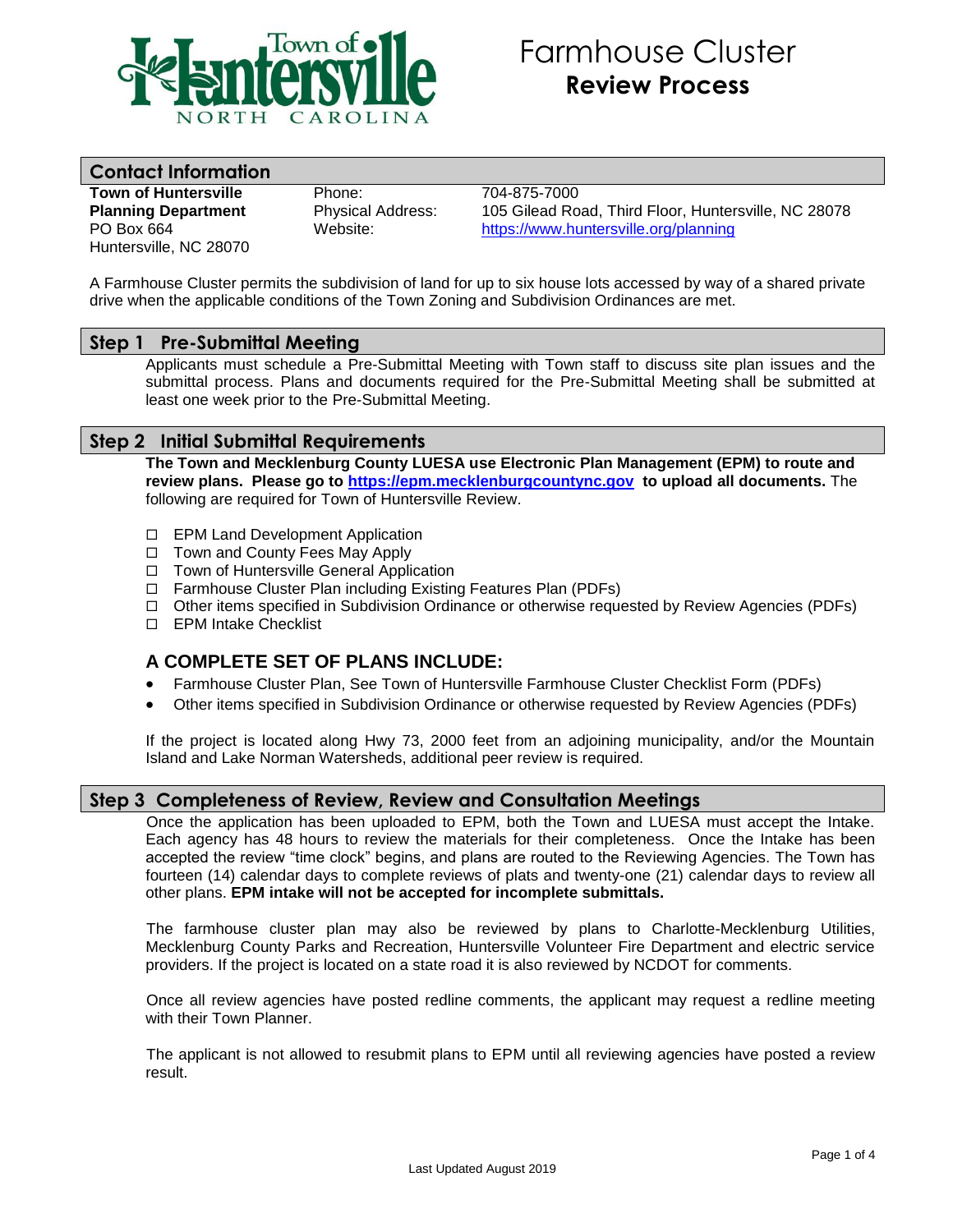# Farmhouse Cluster

## Review Process

## Contact Information

**Town of Huntersville**
**Planning Department**
PO Box 664
Huntersville, NC 28070

Phone: 704-875-7000
Physical Address: 105 Gilead Road, Third Floor, Huntersville, NC 28078
Website: https://www.huntersville.org/planning

A Farmhouse Cluster permits the subdivision of land for up to six house lots accessed by way of a shared private drive when the applicable conditions of the Town Zoning and Subdivision Ordinances are met.

## Step 1 Pre-Submittal Meeting

Applicants must schedule a Pre-Submittal Meeting with Town staff to discuss site plan issues and the submittal process. Plans and documents required for the Pre-Submittal Meeting shall be submitted at least one week prior to the Pre-Submittal Meeting.

## Step 2 Initial Submittal Requirements

**The Town and Mecklenburg County LUESA use Electronic Plan Management (EPM) to route and review plans. Please go to https://epm.mecklenburgcountync.gov to upload all documents.** The following are required for Town of Huntersville Review.

- ☐ EPM Land Development Application
- ☐ Town and County Fees May Apply
- ☐ Town of Huntersville General Application
- ☐ Farmhouse Cluster Plan including Existing Features Plan (PDFs)
- ☐ Other items specified in Subdivision Ordinance or otherwise requested by Review Agencies (PDFs)
- ☐ EPM Intake Checklist

### A COMPLETE SET OF PLANS INCLUDE:

- Farmhouse Cluster Plan, See Town of Huntersville Farmhouse Cluster Checklist Form (PDFs)
- Other items specified in Subdivision Ordinance or otherwise requested by Review Agencies (PDFs)

If the project is located along Hwy 73, 2000 feet from an adjoining municipality, and/or the Mountain Island and Lake Norman Watersheds, additional peer review is required.

## Step 3 Completeness of Review, Review and Consultation Meetings

Once the application has been uploaded to EPM, both the Town and LUESA must accept the Intake. Each agency has 48 hours to review the materials for their completeness. Once the Intake has been accepted the review "time clock" begins, and plans are routed to the Reviewing Agencies. The Town has fourteen (14) calendar days to complete reviews of plats and twenty-one (21) calendar days to review all other plans. **EPM intake will not be accepted for incomplete submittals.**

The farmhouse cluster plan may also be reviewed by plans to Charlotte-Mecklenburg Utilities, Mecklenburg County Parks and Recreation, Huntersville Volunteer Fire Department and electric service providers. If the project is located on a state road it is also reviewed by NCDOT for comments.

Once all review agencies have posted redline comments, the applicant may request a redline meeting with their Town Planner.

The applicant is not allowed to resubmit plans to EPM until all reviewing agencies have posted a review result.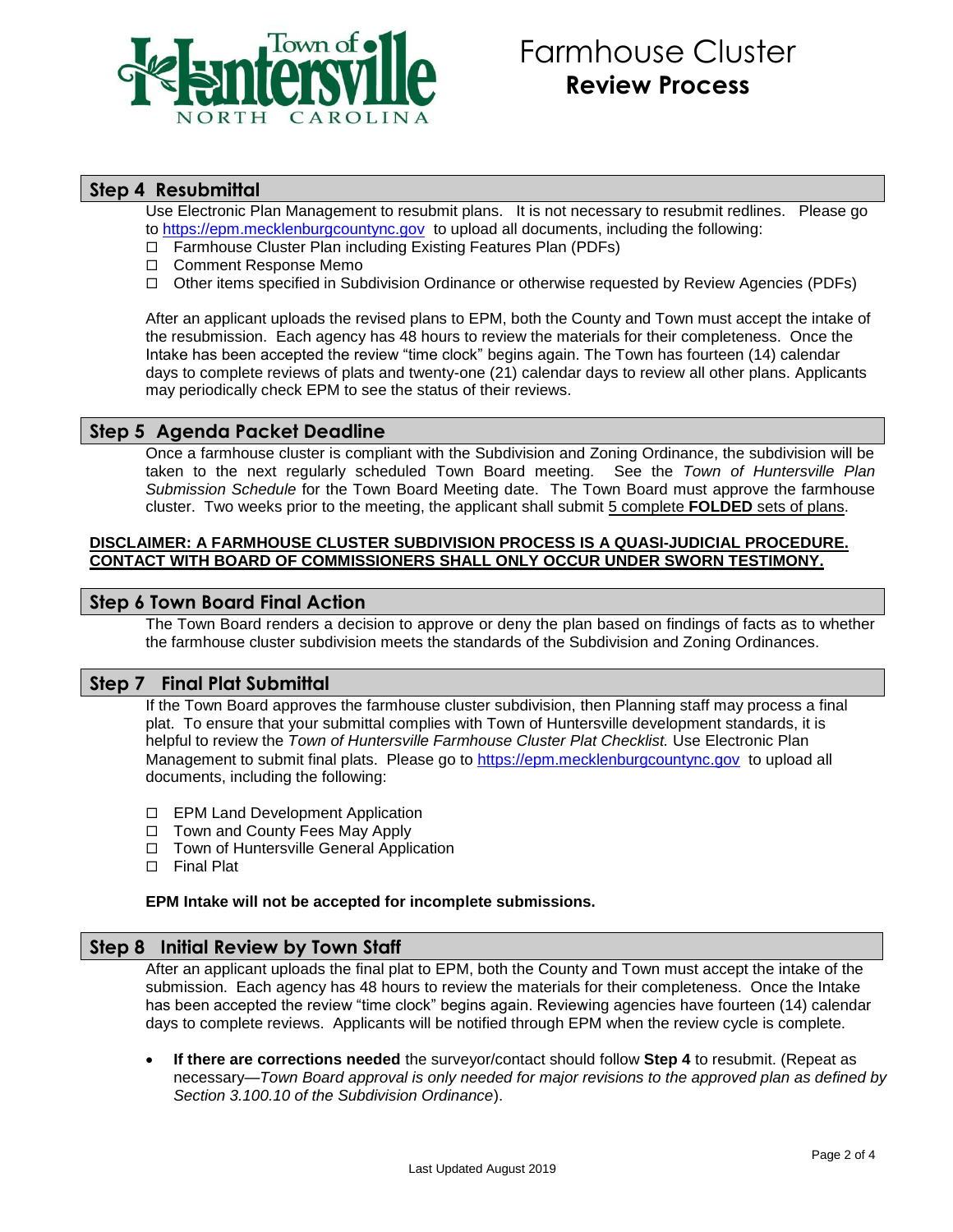# Farmhouse Cluster
## Review Process

## Step 4 Resubmittal

Use Electronic Plan Management to resubmit plans. It is not necessary to resubmit redlines. Please go to https://epm.mecklenburgcountync.gov to upload all documents, including the following:

- ☐ Farmhouse Cluster Plan including Existing Features Plan (PDFs)
- ☐ Comment Response Memo
- ☐ Other items specified in Subdivision Ordinance or otherwise requested by Review Agencies (PDFs)

After an applicant uploads the revised plans to EPM, both the County and Town must accept the intake of the resubmission. Each agency has 48 hours to review the materials for their completeness. Once the Intake has been accepted the review "time clock" begins again. The Town has fourteen (14) calendar days to complete reviews of plats and twenty-one (21) calendar days to review all other plans. Applicants may periodically check EPM to see the status of their reviews.

## Step 5 Agenda Packet Deadline

Once a farmhouse cluster is compliant with the Subdivision and Zoning Ordinance, the subdivision will be taken to the next regularly scheduled Town Board meeting. See the *Town of Huntersville Plan Submission Schedule* for the Town Board Meeting date. The Town Board must approve the farmhouse cluster. Two weeks prior to the meeting, the applicant shall submit 5 complete **FOLDED** sets of plans.

**DISCLAIMER: A FARMHOUSE CLUSTER SUBDIVISION PROCESS IS A QUASI-JUDICIAL PROCEDURE. CONTACT WITH BOARD OF COMMISSIONERS SHALL ONLY OCCUR UNDER SWORN TESTIMONY.**

## Step 6 Town Board Final Action

The Town Board renders a decision to approve or deny the plan based on findings of facts as to whether the farmhouse cluster subdivision meets the standards of the Subdivision and Zoning Ordinances.

## Step 7 Final Plat Submittal

If the Town Board approves the farmhouse cluster subdivision, then Planning staff may process a final plat. To ensure that your submittal complies with Town of Huntersville development standards, it is helpful to review the *Town of Huntersville Farmhouse Cluster Plat Checklist.* Use Electronic Plan Management to submit final plats. Please go to https://epm.mecklenburgcountync.gov to upload all documents, including the following:

- ☐ EPM Land Development Application
- ☐ Town and County Fees May Apply
- ☐ Town of Huntersville General Application
- ☐ Final Plat

**EPM Intake will not be accepted for incomplete submissions.**

## Step 8 Initial Review by Town Staff

After an applicant uploads the final plat to EPM, both the County and Town must accept the intake of the submission. Each agency has 48 hours to review the materials for their completeness. Once the Intake has been accepted the review "time clock" begins again. Reviewing agencies have fourteen (14) calendar days to complete reviews. Applicants will be notified through EPM when the review cycle is complete.

- **If there are corrections needed** the surveyor/contact should follow **Step 4** to resubmit. (Repeat as necessary—*Town Board approval is only needed for major revisions to the approved plan as defined by Section 3.100.10 of the Subdivision Ordinance*).

Last Updated August 2019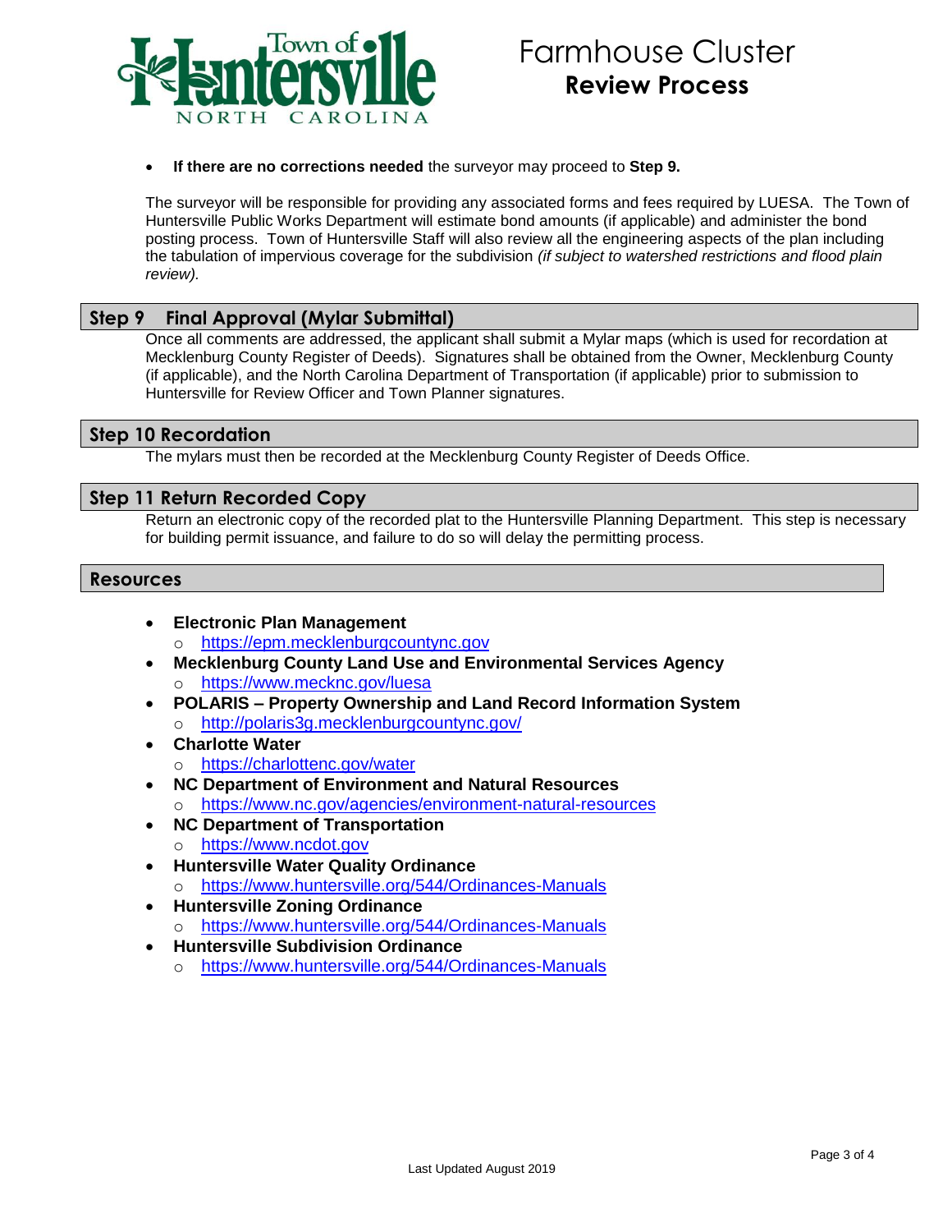- **If there are no corrections needed** the surveyor may proceed to **Step 9.**

The surveyor will be responsible for providing any associated forms and fees required by LUESA. The Town of Huntersville Public Works Department will estimate bond amounts (if applicable) and administer the bond posting process. Town of Huntersville Staff will also review all the engineering aspects of the plan including the tabulation of impervious coverage for the subdivision *(if subject to watershed restrictions and flood plain review).*

## Step 9 Final Approval (Mylar Submittal)

Once all comments are addressed, the applicant shall submit a Mylar maps (which is used for recordation at Mecklenburg County Register of Deeds). Signatures shall be obtained from the Owner, Mecklenburg County (if applicable), and the North Carolina Department of Transportation (if applicable) prior to submission to Huntersville for Review Officer and Town Planner signatures.

## Step 10 Recordation

The mylars must then be recorded at the Mecklenburg County Register of Deeds Office.

## Step 11 Return Recorded Copy

Return an electronic copy of the recorded plat to the Huntersville Planning Department. This step is necessary for building permit issuance, and failure to do so will delay the permitting process.

## Resources

- **Electronic Plan Management**
  - https://epm.mecklenburgcountync.gov
- **Mecklenburg County Land Use and Environmental Services Agency**
  - https://www.mecknc.gov/luesa
- **POLARIS – Property Ownership and Land Record Information System**
  - http://polaris3g.mecklenburgcountync.gov/
- **Charlotte Water**
  - https://charlottenc.gov/water
- **NC Department of Environment and Natural Resources**
  - https://www.nc.gov/agencies/environment-natural-resources
- **NC Department of Transportation**
  - https://www.ncdot.gov
- **Huntersville Water Quality Ordinance**
  - https://www.huntersville.org/544/Ordinances-Manuals
- **Huntersville Zoning Ordinance**
  - https://www.huntersville.org/544/Ordinances-Manuals
- **Huntersville Subdivision Ordinance**
  - https://www.huntersville.org/544/Ordinances-Manuals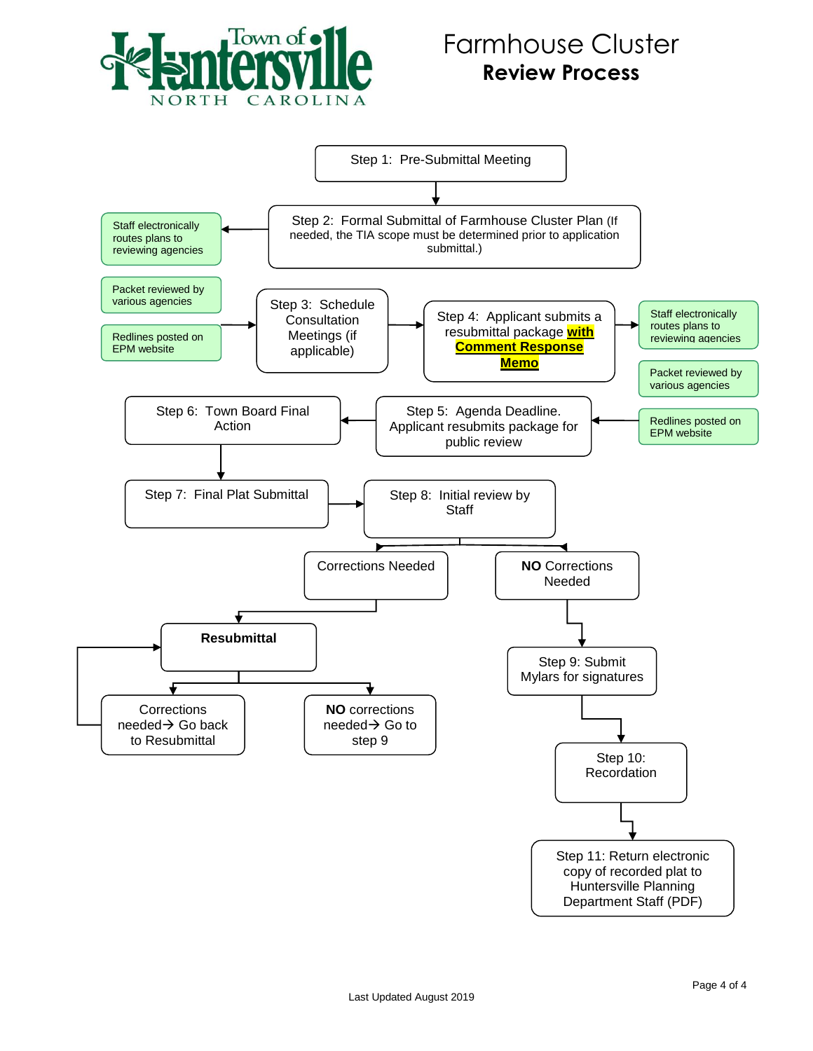Town of Huntersville NORTH CAROLINA

# Farmhouse Cluster
## Review Process

Step 1: Pre-Submittal Meeting

Step 2: Formal Submittal of Farmhouse Cluster Plan (If needed, the TIA scope must be determined prior to application submittal.)

Staff electronically routes plans to reviewing agencies

Packet reviewed by various agencies

Redlines posted on EPM website

Step 3: Schedule Consultation Meetings (if applicable)

Step 4: Applicant submits a resubmittal package **with Comment Response Memo**

Staff electronically routes plans to reviewing agencies

Packet reviewed by various agencies

Redlines posted on EPM website

Step 5: Agenda Deadline. Applicant resubmits package for public review

Step 6: Town Board Final Action

Step 7: Final Plat Submittal

Step 8: Initial review by Staff

Corrections Needed

**NO** Corrections Needed

**Resubmittal**

Corrections needed→ Go back to Resubmittal

**NO** corrections needed→ Go to step 9

Step 9: Submit Mylars for signatures

Step 10: Recordation

Step 11: Return electronic copy of recorded plat to Huntersville Planning Department Staff (PDF)

Last Updated August 2019